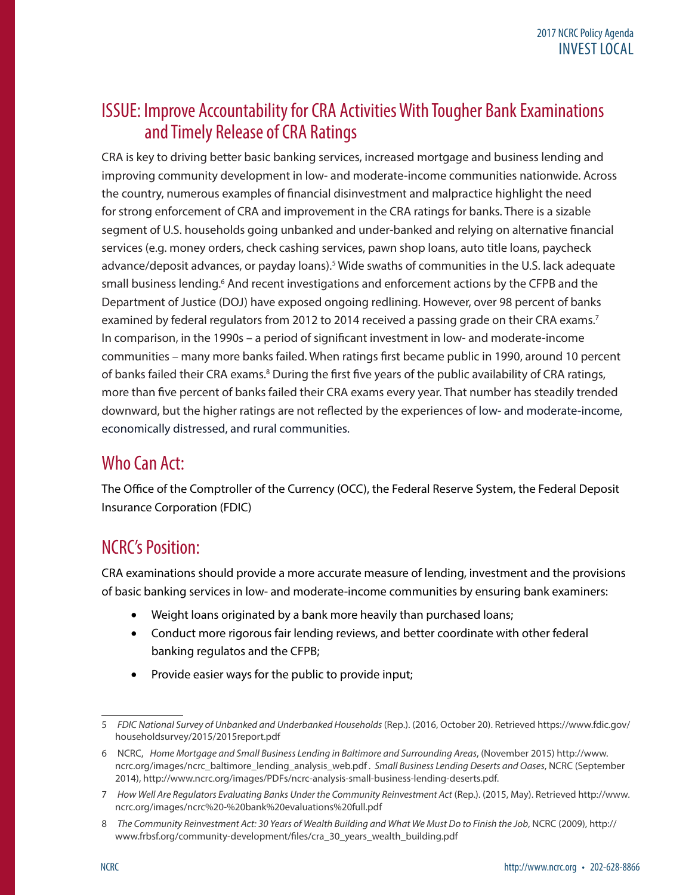## ISSUE: Improve Accountability for CRA Activities With Tougher Bank Examinations and Timely Release of CRA Ratings

CRA is key to driving better basic banking services, increased mortgage and business lending and improving community development in low- and moderate-income communities nationwide. Across the country, numerous examples of financial disinvestment and malpractice highlight the need for strong enforcement of CRA and improvement in the CRA ratings for banks. There is a sizable segment of U.S. households going unbanked and under-banked and relying on alternative financial services (e.g. money orders, check cashing services, pawn shop loans, auto title loans, paycheck advance/deposit advances, or payday loans).[5] Wide swaths of communities in the U.S. lack adequate small business lending.[6] And recent investigations and enforcement actions by the CFPB and the Department of Justice (DOJ) have exposed ongoing redlining. However, over 98 percent of banks examined by federal regulators from 2012 to 2014 received a passing grade on their CRA exams.[7] In comparison, in the 1990s – a period of significant investment in low- and moderate-income communities – many more banks failed. When ratings first became public in 1990, around 10 percent of banks failed their CRA exams.[8] During the first five years of the public availability of CRA ratings, more than five percent of banks failed their CRA exams every year. That number has steadily trended downward, but the higher ratings are not reflected by the experiences of low- and moderate-income, economically distressed, and rural communities.

## Who Can Act:

The Office of the Comptroller of the Currency (OCC), the Federal Reserve System, the Federal Deposit Insurance Corporation (FDIC)

## NCRC's Position:

CRA examinations should provide a more accurate measure of lending, investment and the provisions of basic banking services in low- and moderate-income communities by ensuring bank examiners:

- Weight loans originated by a bank more heavily than purchased loans;
- Conduct more rigorous fair lending reviews, and better coordinate with other federal banking regulatos and the CFPB;
- Provide easier ways for the public to provide input;

---

5 *FDIC National Survey of Unbanked and Underbanked Households* (Rep.). (2016, October 20). Retrieved https://www.fdic.gov/householdsurvey/2015/2015report.pdf

6 NCRC, *Home Mortgage and Small Business Lending in Baltimore and Surrounding Areas*, (November 2015) http://www.ncrc.org/images/ncrc_baltimore_lending_analysis_web.pdf . *Small Business Lending Deserts and Oases*, NCRC (September 2014), http://www.ncrc.org/images/PDFs/ncrc-analysis-small-business-lending-deserts.pdf.

7 *How Well Are Regulators Evaluating Banks Under the Community Reinvestment Act* (Rep.). (2015, May). Retrieved http://www.ncrc.org/images/ncrc%20-%20bank%20evaluations%20full.pdf

8 *The Community Reinvestment Act: 30 Years of Wealth Building and What We Must Do to Finish the Job*, NCRC (2009), http://www.frbsf.org/community-development/files/cra_30_years_wealth_building.pdf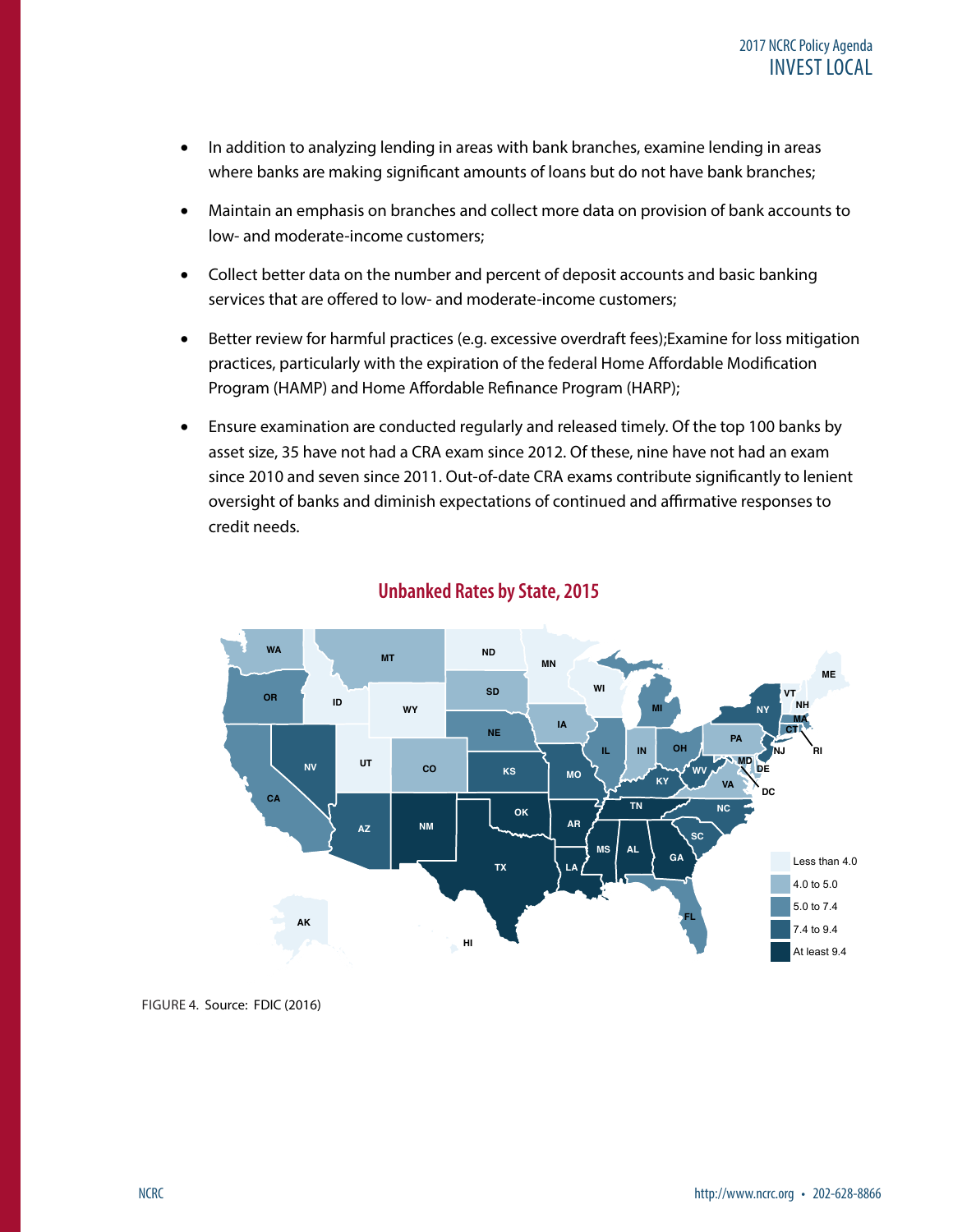- In addition to analyzing lending in areas with bank branches, examine lending in areas where banks are making significant amounts of loans but do not have bank branches;
- Maintain an emphasis on branches and collect more data on provision of bank accounts to low- and moderate-income customers;
- Collect better data on the number and percent of deposit accounts and basic banking services that are offered to low- and moderate-income customers;
- Better review for harmful practices (e.g. excessive overdraft fees);Examine for loss mitigation practices, particularly with the expiration of the federal Home Affordable Modification Program (HAMP) and Home Affordable Refinance Program (HARP);
- Ensure examination are conducted regularly and released timely. Of the top 100 banks by asset size, 35 have not had a CRA exam since 2012. Of these, nine have not had an exam since 2010 and seven since 2011. Out-of-date CRA exams contribute significantly to lenient oversight of banks and diminish expectations of continued and affirmative responses to credit needs.

## Unbanked Rates by State, 2015

FIGURE 4. Source: FDIC (2016)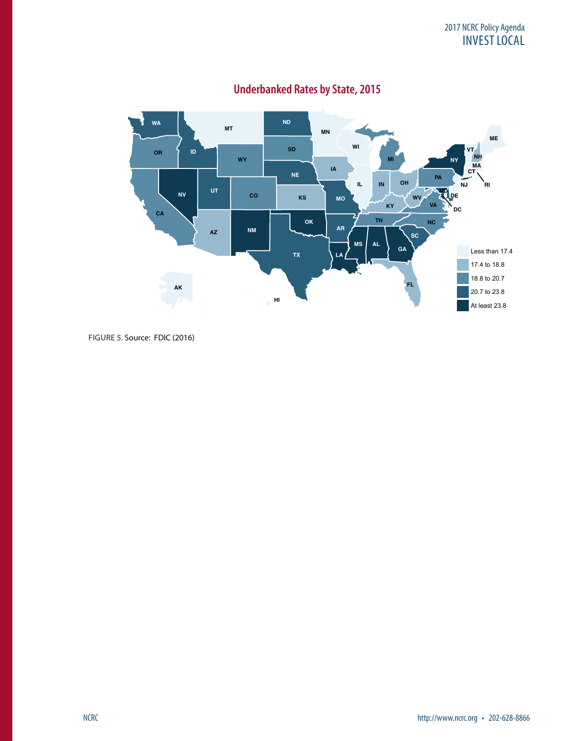## Underbanked Rates by State, 2015

WA
MT
ND
MN
ME
OR
ID
SD
WI
VT
WY
NY
NH
MI
MA
IA
CT
NE
PA
RI
NV
IL
IN
OH
NJ
UT
MD
DE
CO
KS
MO
WV
CA
KY
VA
DC
TN
OK
NC
AZ
NM
AR
SC
MS
AL
GA
TX
LA
FL
AK
HI

Less than 17.4
17.4 to 18.8
18.8 to 20.7
20.7 to 23.8
At least 23.8

FIGURE 5. Source: FDIC (2016)